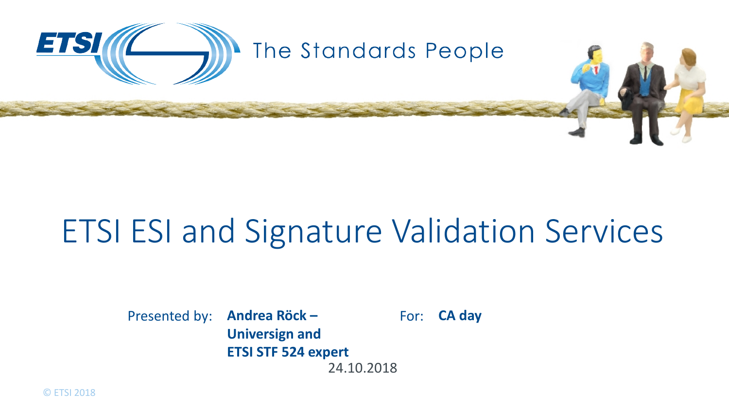ETSI The Standards People

# ETSI ESI and Signature Validation Services

Presented by: **Andrea Röck – Universign and ETSI STF 524 expert**

For: **CA day**

24.10.2018

© ETSI 2018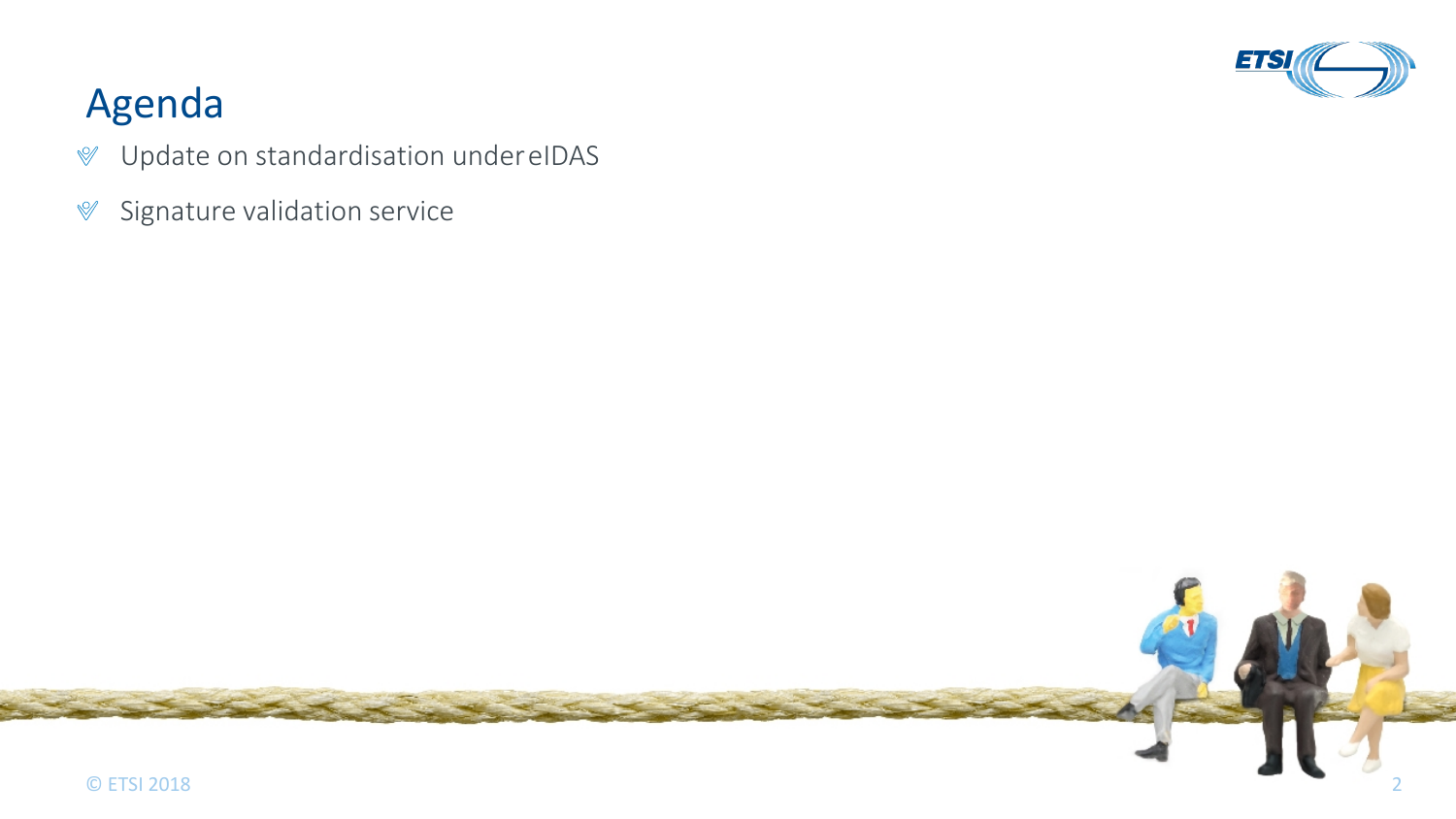# Agenda

- Update on standardisation under eIDAS
- Signature validation service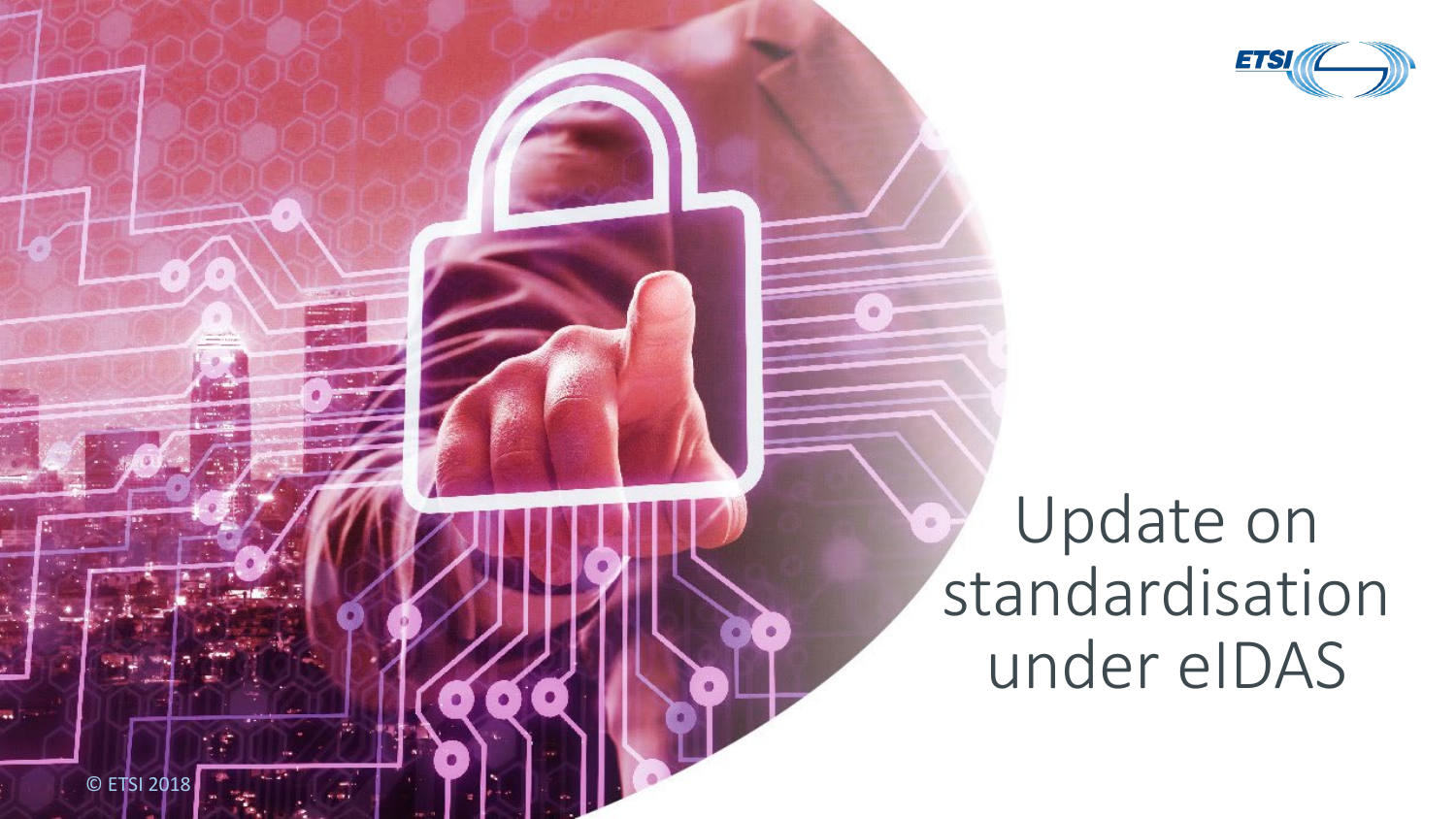# Update on standardisation under eIDAS

© ETSI 2018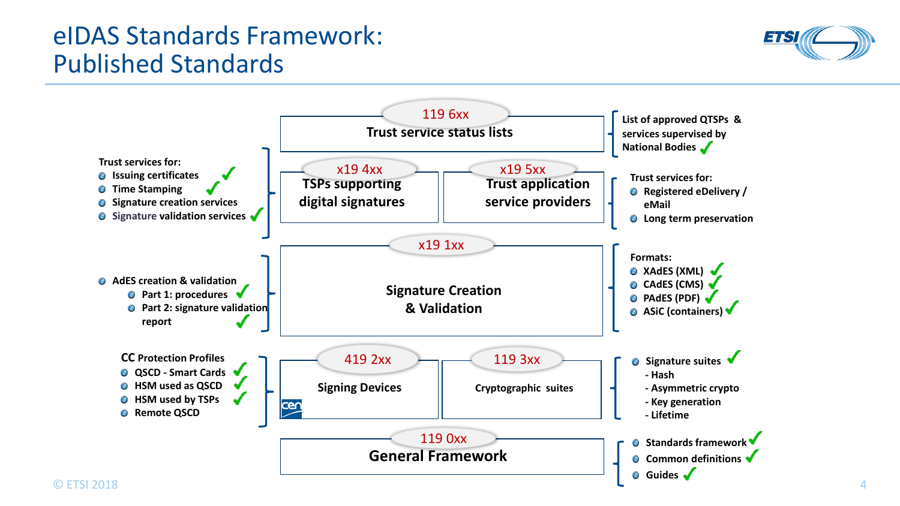# eIDAS Standards Framework: Published Standards

## 119 6xx — Trust service status lists

List of approved QTSPs & services supervised by National Bodies ✓

## x19 4xx — TSPs supporting digital signatures

Trust services for:

- Issuing certificates ✓
- Time Stamping ✓
- Signature creation services
- Signature validation services ✓

## x19 5xx — Trust application service providers

Trust services for:

- Registered eDelivery / eMail
- Long term preservation

## x19 1xx — Signature Creation & Validation

- AdES creation & validation
  - Part 1: procedures ✓
  - Part 2: signature validation report ✓

Formats:

- XAdES (XML) ✓
- CAdES (CMS) ✓
- PAdES (PDF) ✓
- ASiC (containers) ✓

## 419 2xx — Signing Devices

CC Protection Profiles

- QSCD - Smart Cards ✓
- HSM used as QSCD ✓
- HSM used by TSPs ✓
- Remote QSCD

## 119 3xx — Cryptographic suites

- Signature suites ✓
  - Hash
  - Asymmetric crypto
  - Key generation
  - Lifetime

## 119 0xx — General Framework

- Standards framework ✓
- Common definitions ✓
- Guides ✓

© ETSI 2018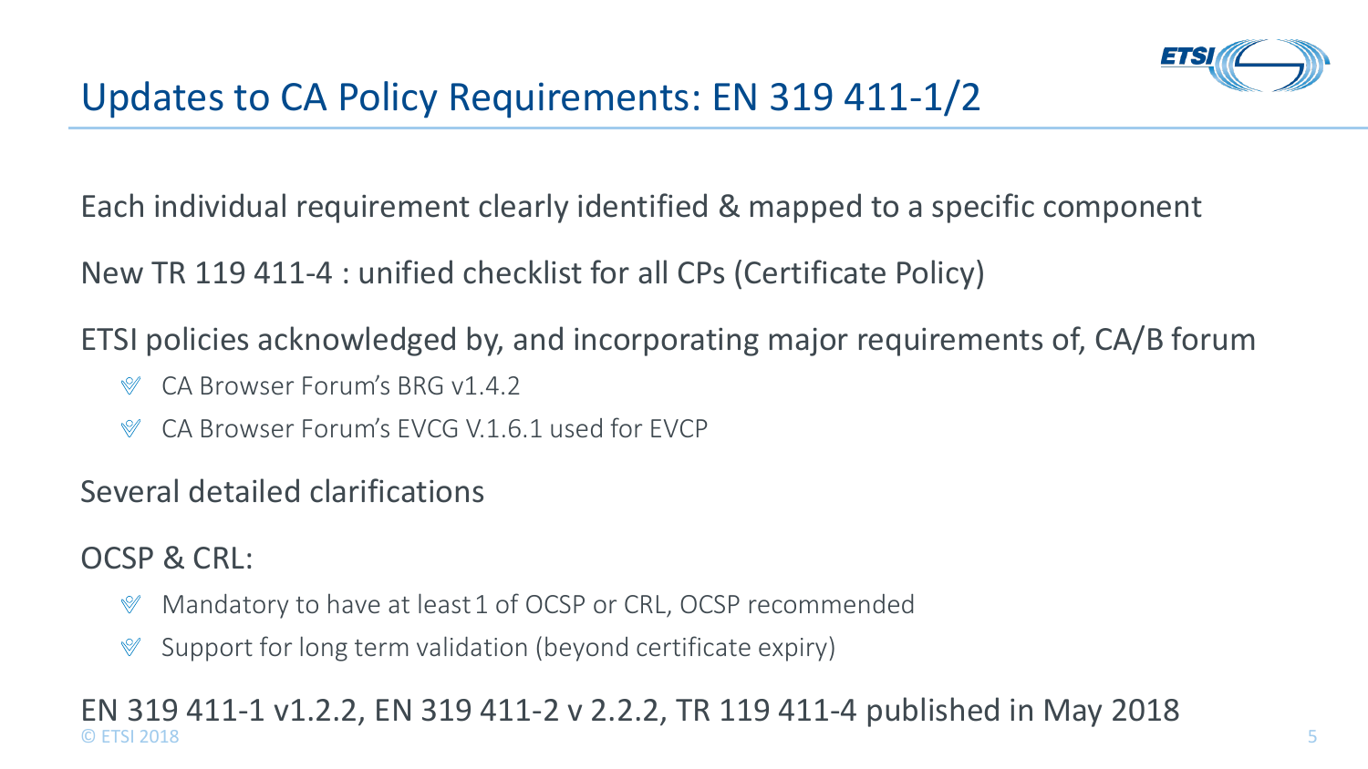# Updates to CA Policy Requirements: EN 319 411-1/2

Each individual requirement clearly identified & mapped to a specific component

New TR 119 411-4 : unified checklist for all CPs (Certificate Policy)

ETSI policies acknowledged by, and incorporating major requirements of, CA/B forum

- CA Browser Forum's BRG v1.4.2
- CA Browser Forum's EVCG V.1.6.1 used for EVCP

Several detailed clarifications

OCSP & CRL:

- Mandatory to have at least 1 of OCSP or CRL, OCSP recommended
- Support for long term validation (beyond certificate expiry)

EN 319 411-1 v1.2.2, EN 319 411-2 v 2.2.2, TR 119 411-4 published in May 2018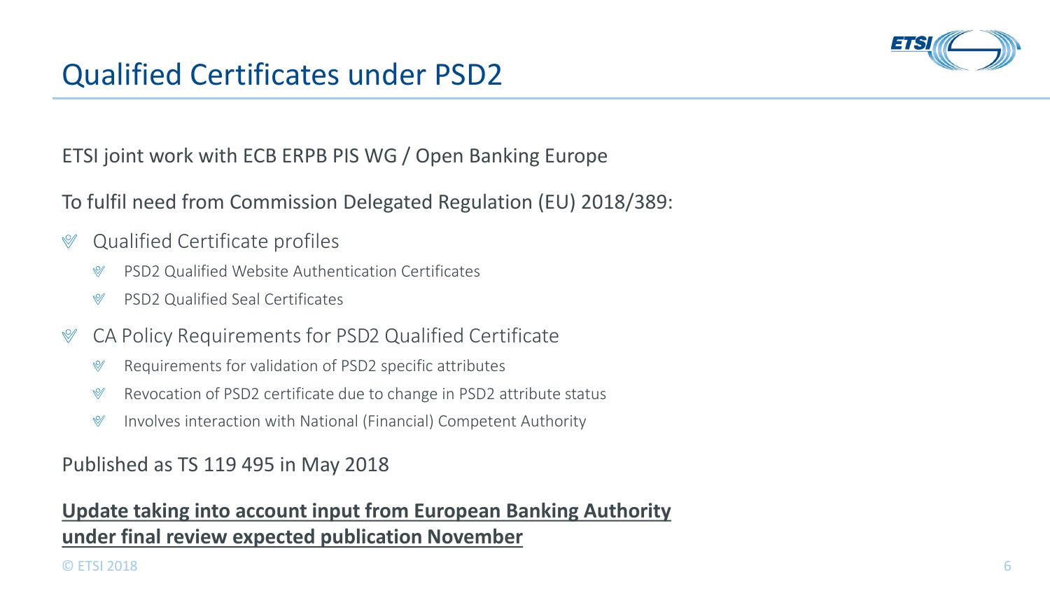# Qualified Certificates under PSD2

ETSI joint work with ECB ERPB PIS WG / Open Banking Europe

To fulfil need from Commission Delegated Regulation (EU) 2018/389:

- Qualified Certificate profiles
  - PSD2 Qualified Website Authentication Certificates
  - PSD2 Qualified Seal Certificates
- CA Policy Requirements for PSD2 Qualified Certificate
  - Requirements for validation of PSD2 specific attributes
  - Revocation of PSD2 certificate due to change in PSD2 attribute status
  - Involves interaction with National (Financial) Competent Authority

Published as TS 119 495 in May 2018

**<u>Update taking into account input from European Banking Authority under final review expected publication November</u>**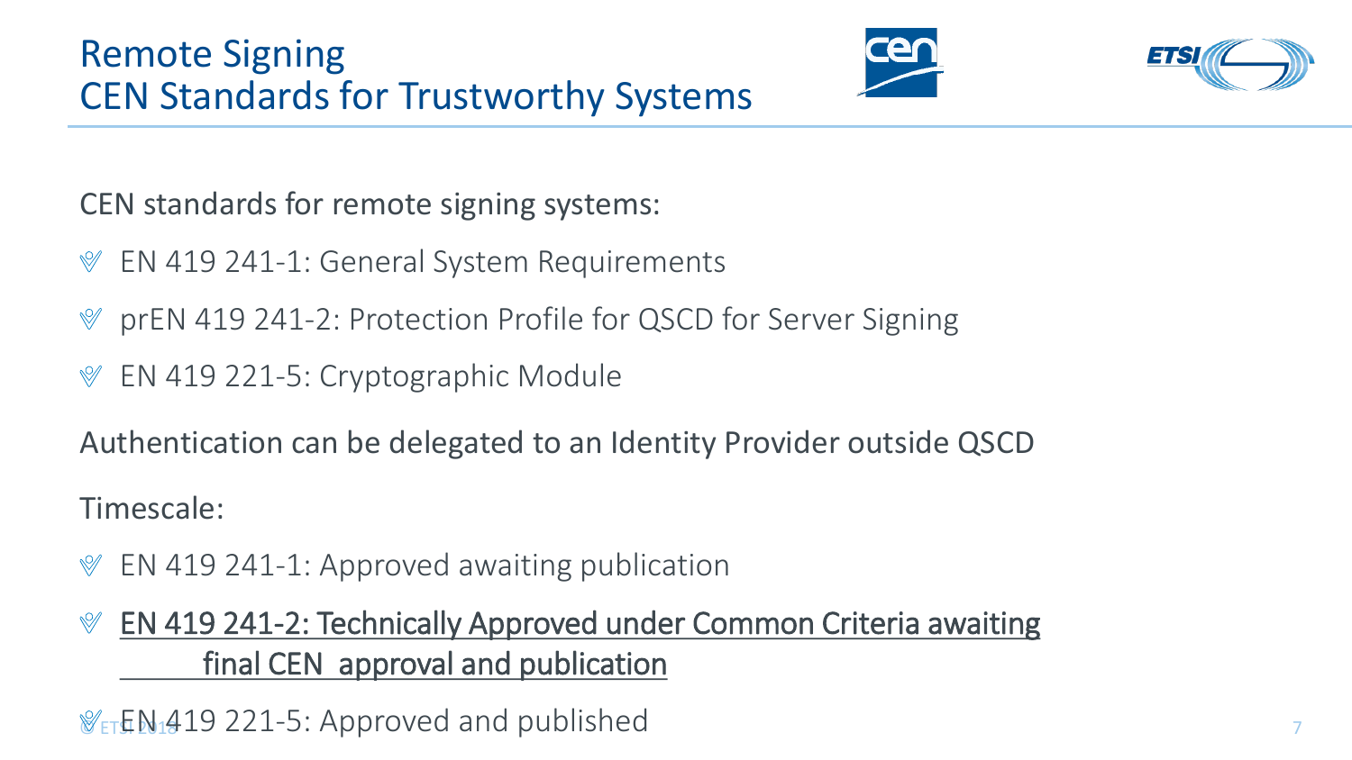# Remote Signing
## CEN Standards for Trustworthy Systems

CEN standards for remote signing systems:

- EN 419 241-1: General System Requirements
- prEN 419 241-2: Protection Profile for QSCD for Server Signing
- EN 419 221-5: Cryptographic Module

Authentication can be delegated to an Identity Provider outside QSCD

Timescale:

- EN 419 241-1: Approved awaiting publication
- EN 419 241-2: Technically Approved under Common Criteria awaiting final CEN approval and publication
- EN 419 221-5: Approved and published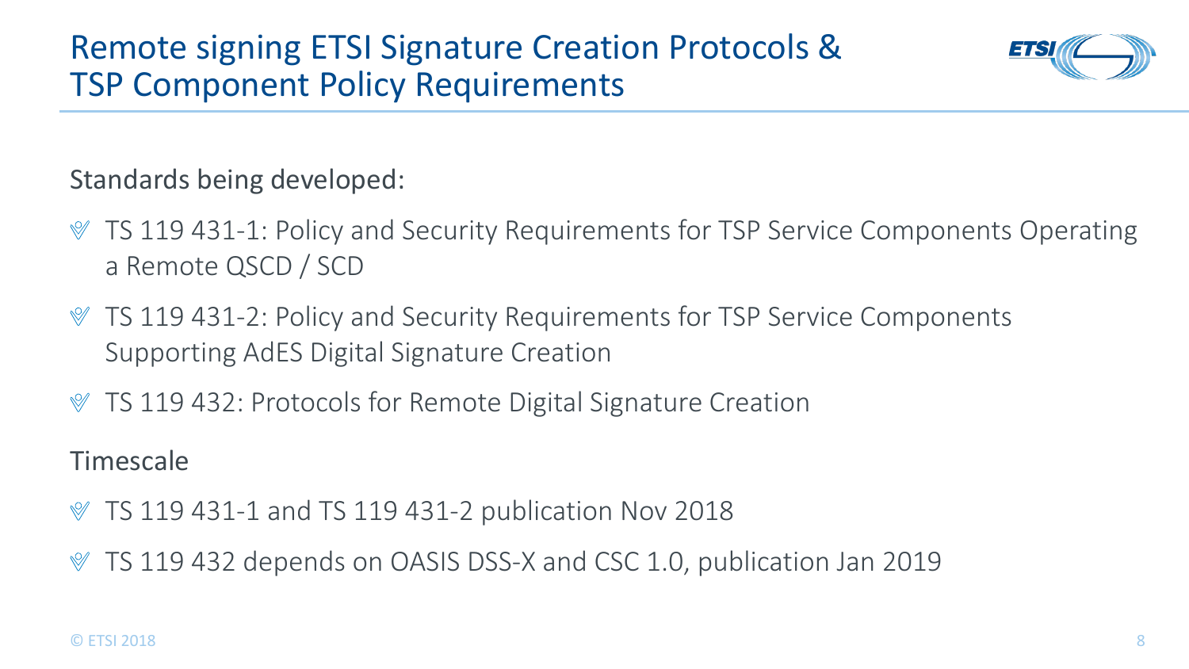# Remote signing ETSI Signature Creation Protocols & TSP Component Policy Requirements

Standards being developed:

- TS 119 431-1: Policy and Security Requirements for TSP Service Components Operating a Remote QSCD / SCD
- TS 119 431-2: Policy and Security Requirements for TSP Service Components Supporting AdES Digital Signature Creation
- TS 119 432: Protocols for Remote Digital Signature Creation

Timescale

- TS 119 431-1 and TS 119 431-2 publication Nov 2018
- TS 119 432 depends on OASIS DSS-X and CSC 1.0, publication Jan 2019

© ETSI 2018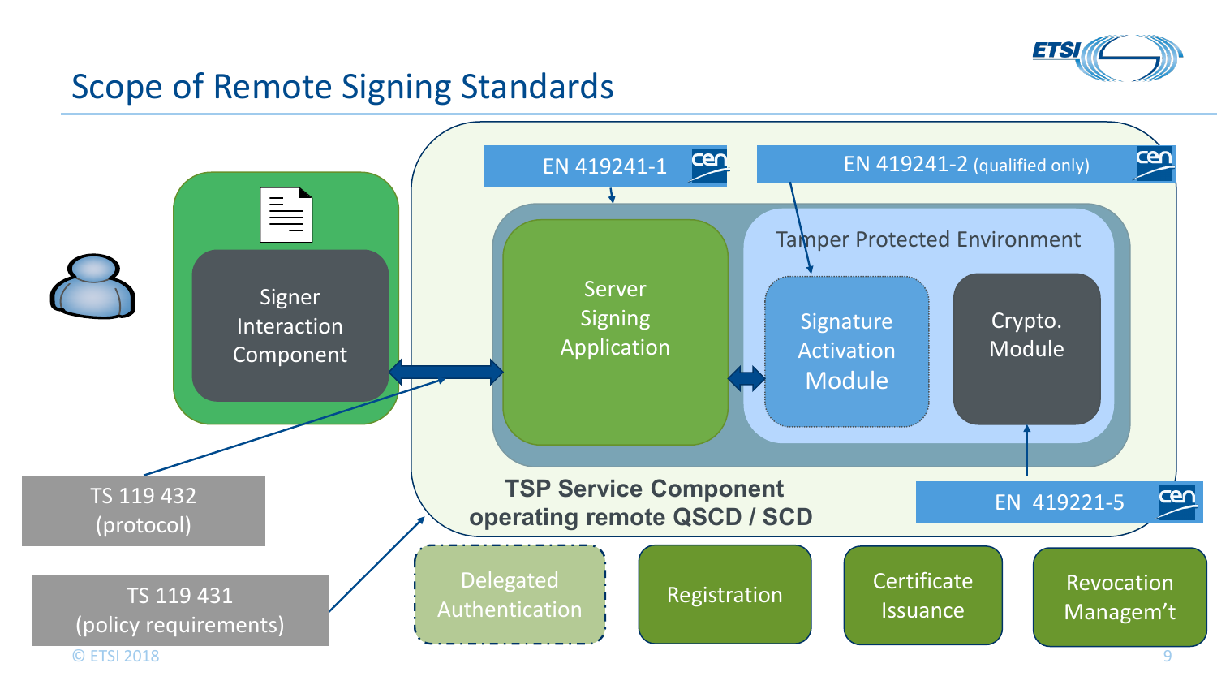# Scope of Remote Signing Standards

EN 419241-1

EN 419241-2 (qualified only)

Signer Interaction Component

Server Signing Application

Tamper Protected Environment

Signature Activation Module

Crypto. Module

TSP Service Component operating remote QSCD / SCD

EN 419221-5

TS 119 432 (protocol)

TS 119 431 (policy requirements)

Delegated Authentication

Registration

Certificate Issuance

Revocation Managem't

© ETSI 2018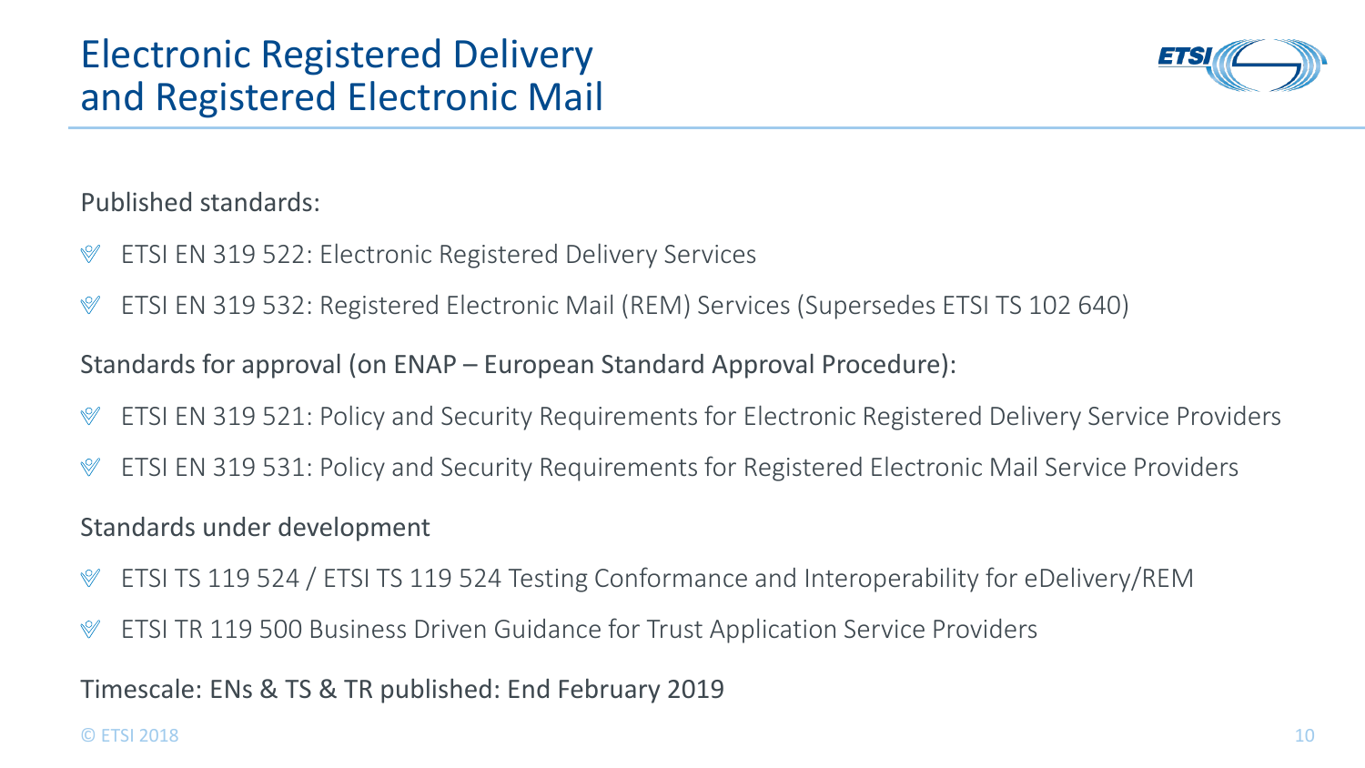# Electronic Registered Delivery and Registered Electronic Mail

Published standards:

- ETSI EN 319 522: Electronic Registered Delivery Services
- ETSI EN 319 532: Registered Electronic Mail (REM) Services (Supersedes ETSI TS 102 640)

Standards for approval (on ENAP – European Standard Approval Procedure):

- ETSI EN 319 521: Policy and Security Requirements for Electronic Registered Delivery Service Providers
- ETSI EN 319 531: Policy and Security Requirements for Registered Electronic Mail Service Providers

Standards under development

- ETSI TS 119 524 / ETSI TS 119 524 Testing Conformance and Interoperability for eDelivery/REM
- ETSI TR 119 500 Business Driven Guidance for Trust Application Service Providers

Timescale: ENs & TS & TR published: End February 2019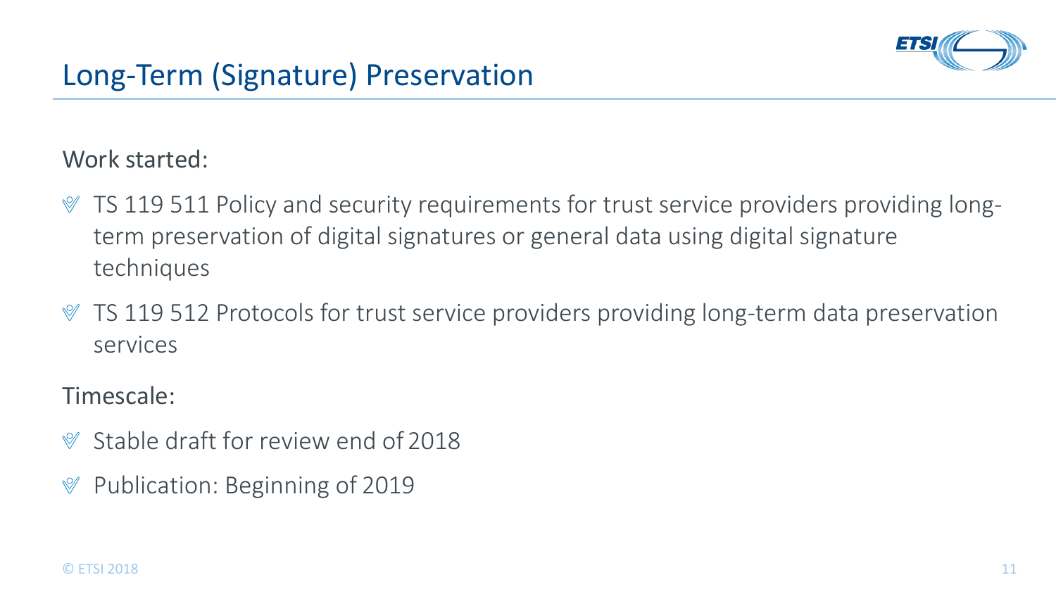# Long-Term (Signature) Preservation

Work started:

- TS 119 511 Policy and security requirements for trust service providers providing long-term preservation of digital signatures or general data using digital signature techniques
- TS 119 512 Protocols for trust service providers providing long-term data preservation services

Timescale:

- Stable draft for review end of 2018
- Publication: Beginning of 2019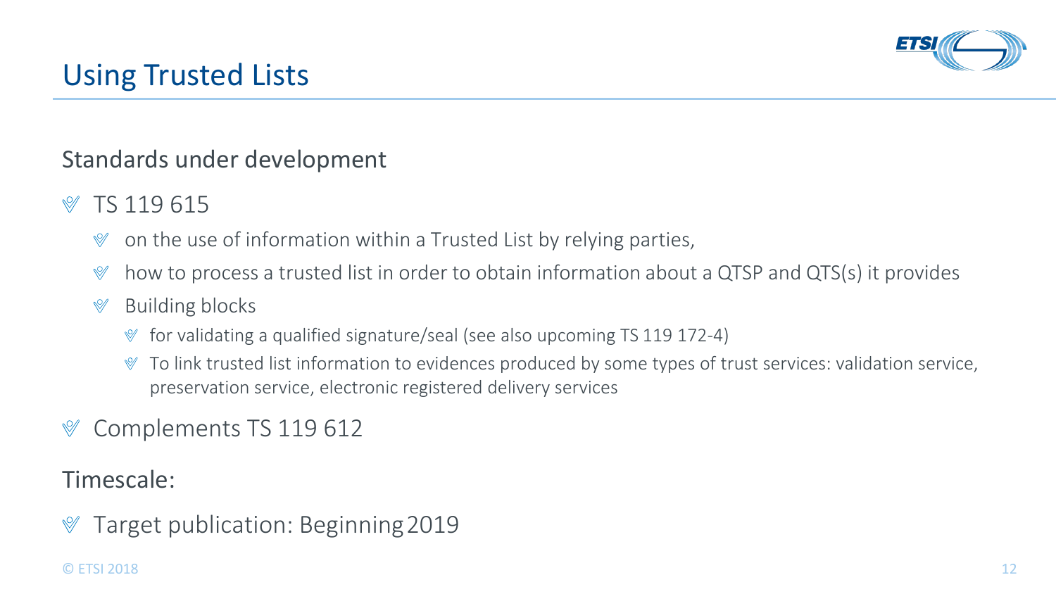# Using Trusted Lists

Standards under development

- TS 119 615
  - on the use of information within a Trusted List by relying parties,
  - how to process a trusted list in order to obtain information about a QTSP and QTS(s) it provides
  - Building blocks
    - for validating a qualified signature/seal (see also upcoming TS 119 172-4)
    - To link trusted list information to evidences produced by some types of trust services: validation service, preservation service, electronic registered delivery services
- Complements TS 119 612

Timescale:

- Target publication: Beginning 2019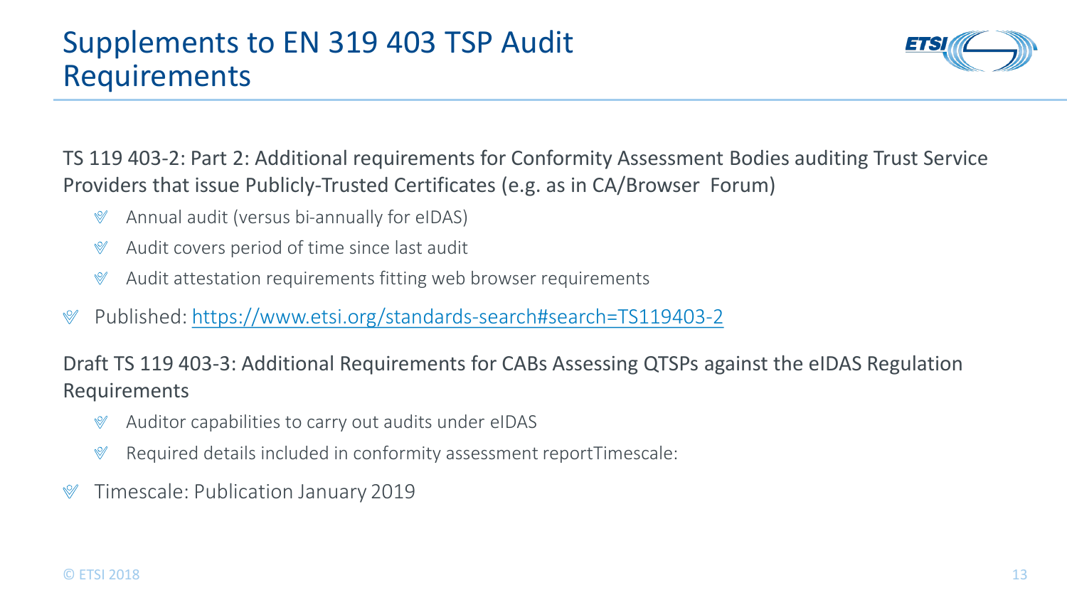# Supplements to EN 319 403 TSP Audit Requirements

TS 119 403-2: Part 2: Additional requirements for Conformity Assessment Bodies auditing Trust Service Providers that issue Publicly-Trusted Certificates (e.g. as in CA/Browser Forum)

- Annual audit (versus bi-annually for eIDAS)
- Audit covers period of time since last audit
- Audit attestation requirements fitting web browser requirements

- Published: [https://www.etsi.org/standards-search#search=TS119403-2](https://www.etsi.org/standards-search#search=TS119403-2)

Draft TS 119 403-3: Additional Requirements for CABs Assessing QTSPs against the eIDAS Regulation Requirements

- Auditor capabilities to carry out audits under eIDAS
- Required details included in conformity assessment reportTimescale:

- Timescale: Publication January 2019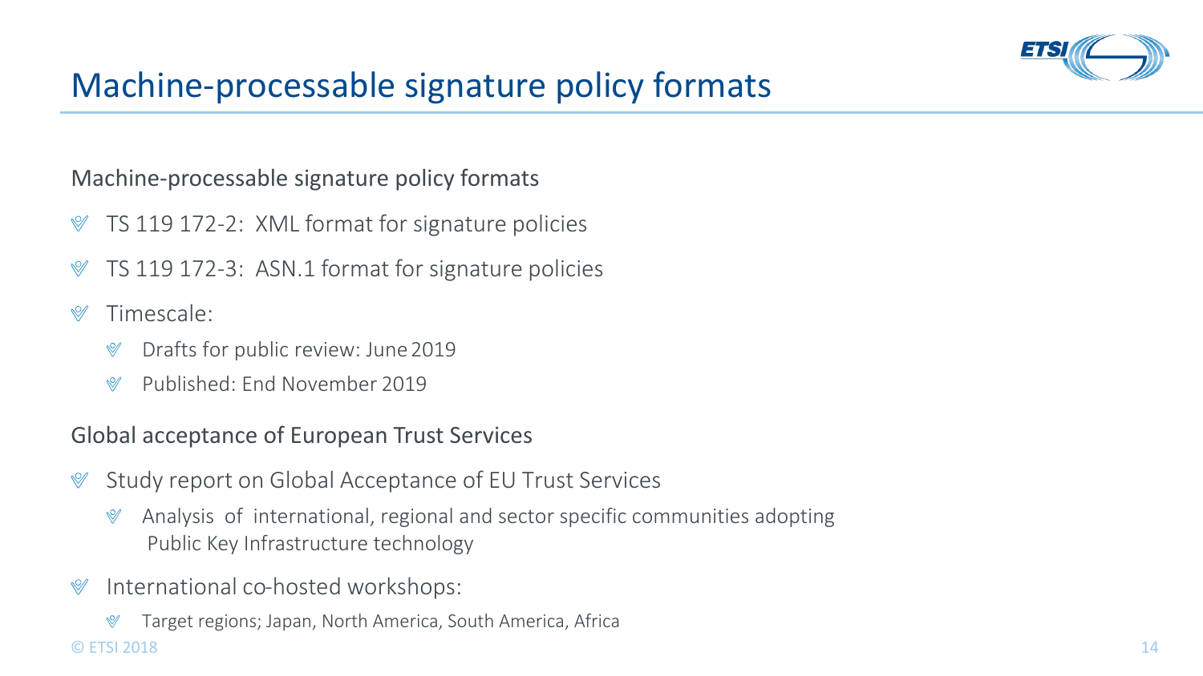# Machine-processable signature policy formats

Machine-processable signature policy formats

- TS 119 172-2: XML format for signature policies
- TS 119 172-3: ASN.1 format for signature policies
- Timescale:
  - Drafts for public review: June 2019
  - Published: End November 2019

Global acceptance of European Trust Services

- Study report on Global Acceptance of EU Trust Services
  - Analysis of international, regional and sector specific communities adopting Public Key Infrastructure technology
- International co-hosted workshops:
  - Target regions; Japan, North America, South America, Africa

© ETSI 2018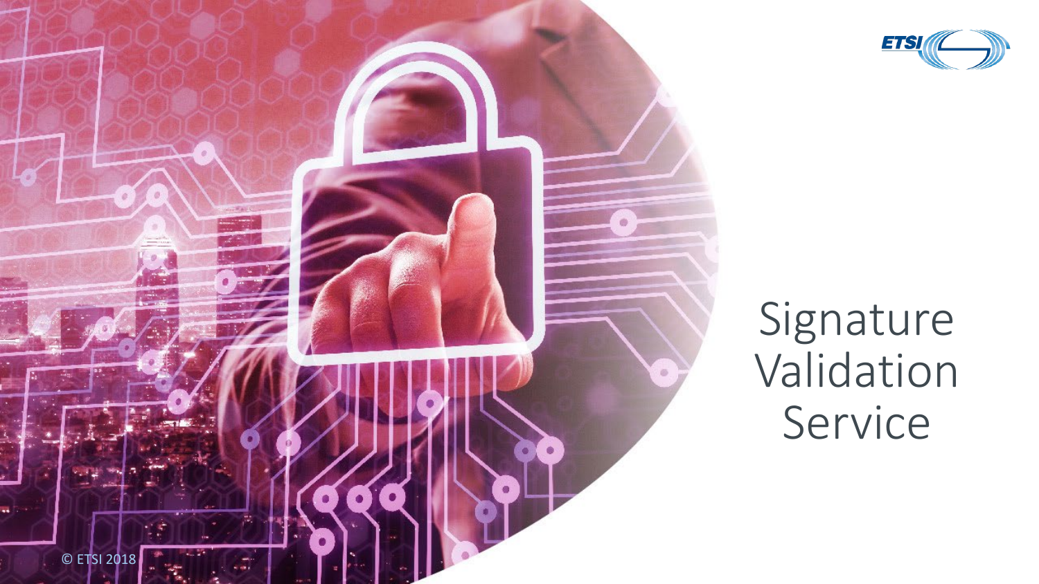# Signature Validation Service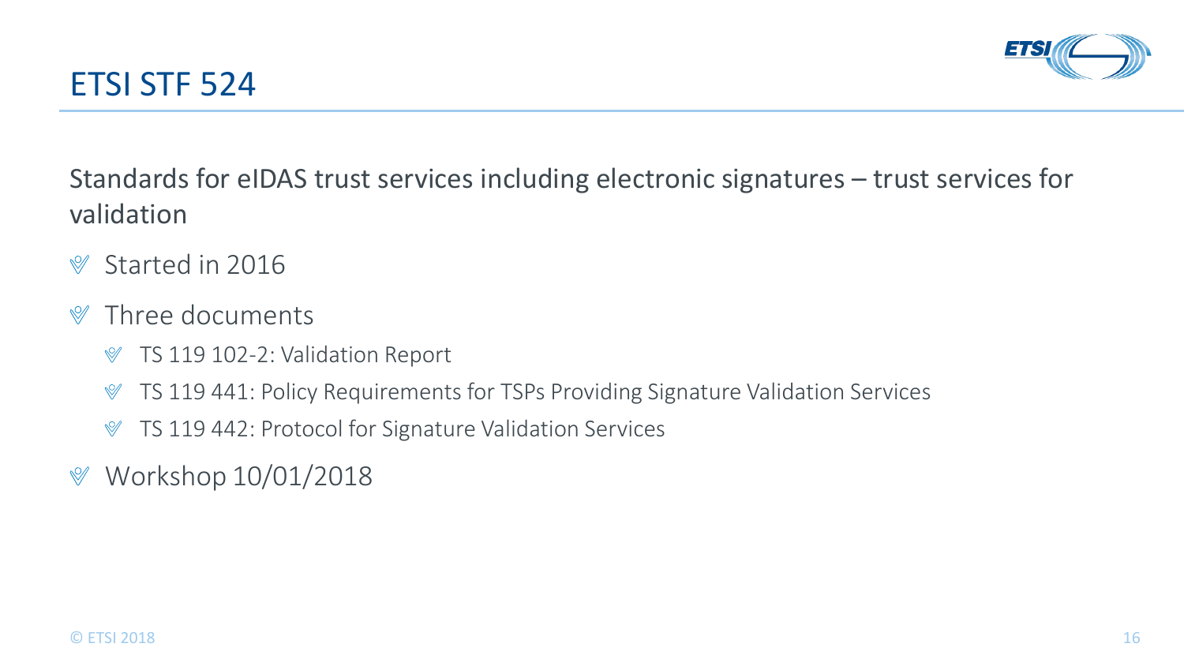# ETSI STF 524

Standards for eIDAS trust services including electronic signatures – trust services for validation

- Started in 2016
- Three documents
  - TS 119 102-2: Validation Report
  - TS 119 441: Policy Requirements for TSPs Providing Signature Validation Services
  - TS 119 442: Protocol for Signature Validation Services
- Workshop 10/01/2018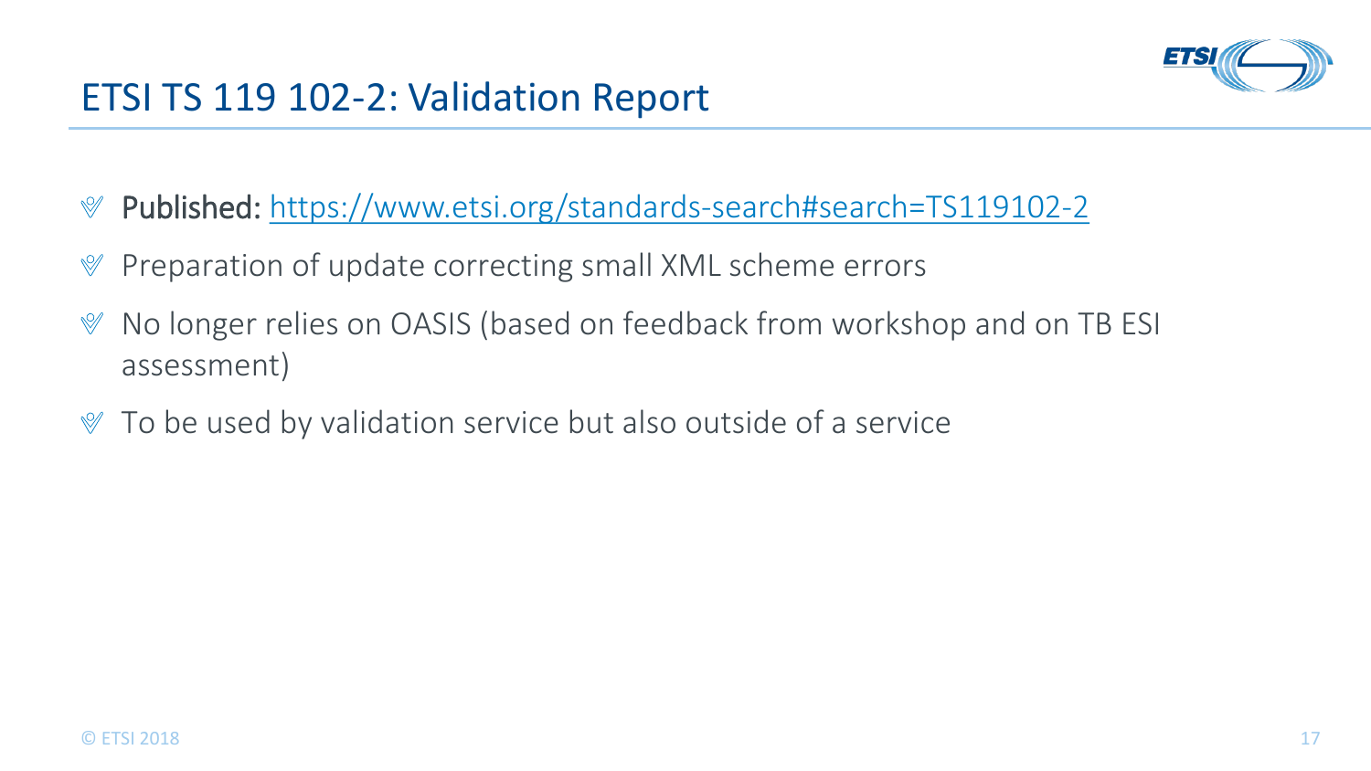# ETSI TS 119 102-2: Validation Report

- Published: [https://www.etsi.org/standards-search#search=TS119102-2](https://www.etsi.org/standards-search#search=TS119102-2)
- Preparation of update correcting small XML scheme errors
- No longer relies on OASIS (based on feedback from workshop and on TB ESI assessment)
- To be used by validation service but also outside of a service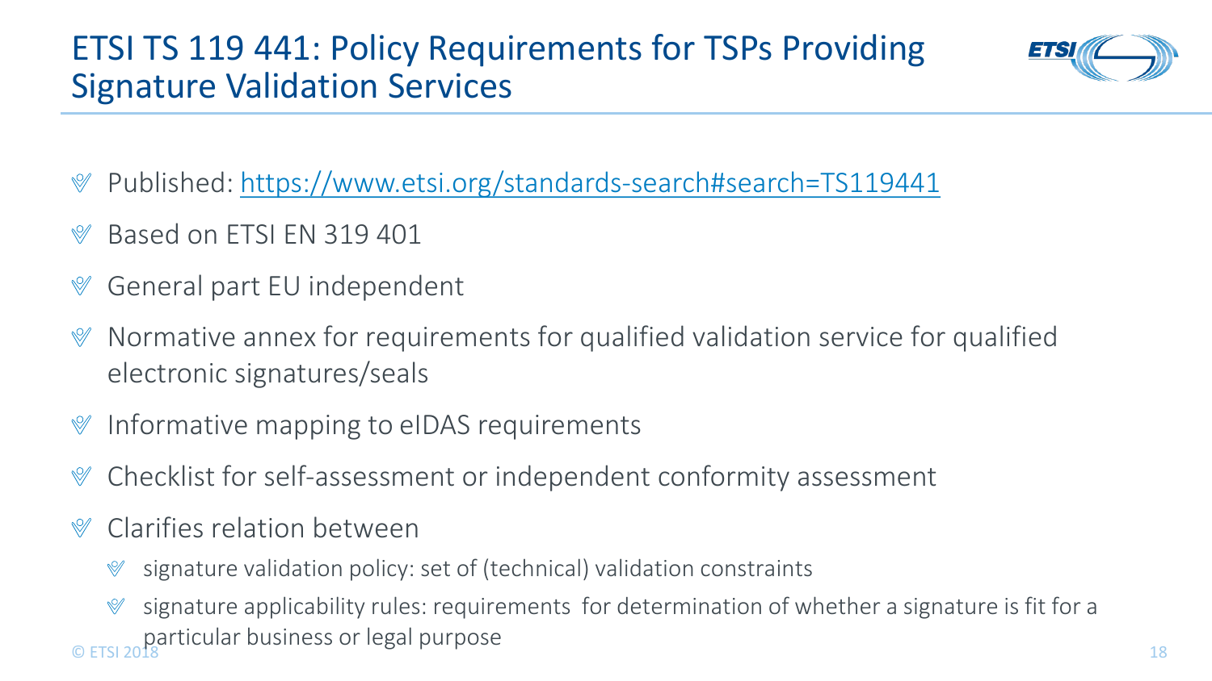# ETSI TS 119 441: Policy Requirements for TSPs Providing Signature Validation Services

- Published: [https://www.etsi.org/standards-search#search=TS119441](https://www.etsi.org/standards-search#search=TS119441)
- Based on ETSI EN 319 401
- General part EU independent
- Normative annex for requirements for qualified validation service for qualified electronic signatures/seals
- Informative mapping to eIDAS requirements
- Checklist for self-assessment or independent conformity assessment
- Clarifies relation between
  - signature validation policy: set of (technical) validation constraints
  - signature applicability rules: requirements for determination of whether a signature is fit for a particular business or legal purpose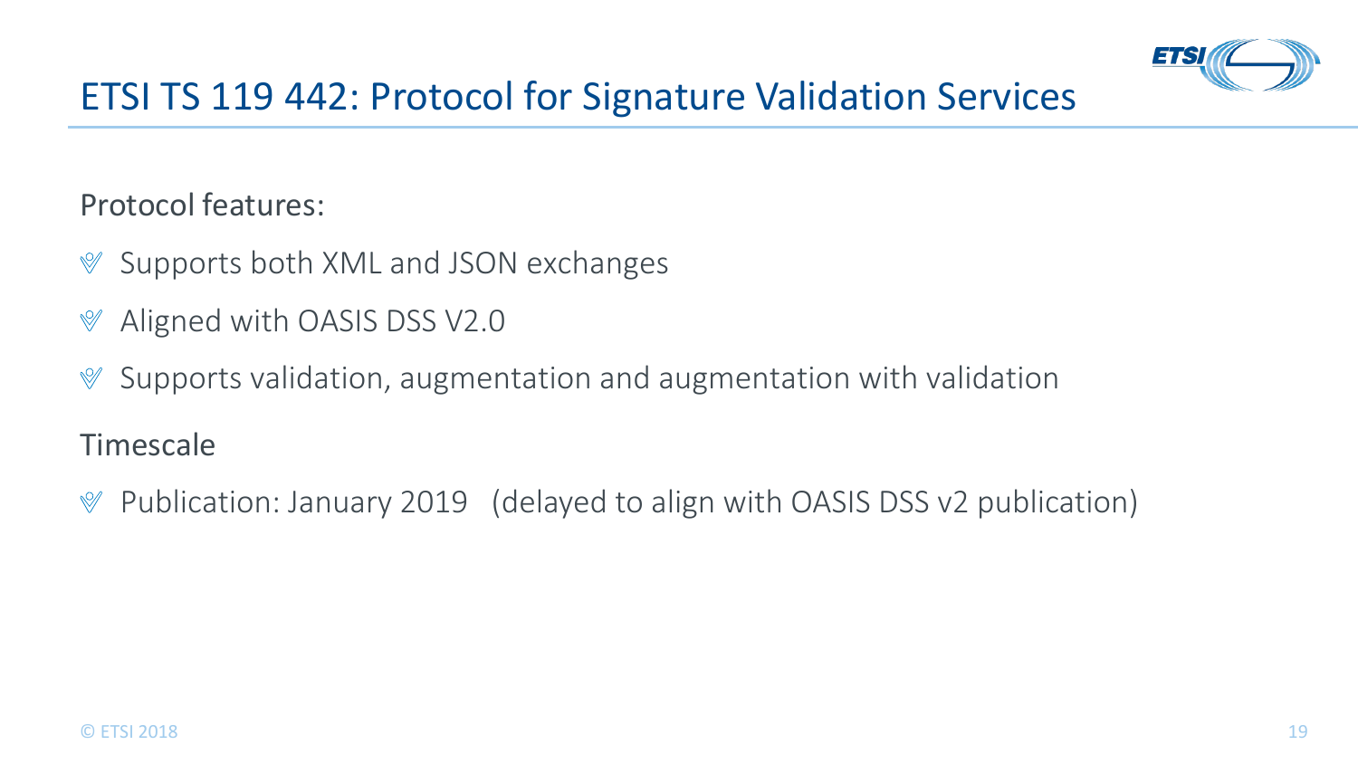# ETSI TS 119 442: Protocol for Signature Validation Services

Protocol features:

- Supports both XML and JSON exchanges
- Aligned with OASIS DSS V2.0
- Supports validation, augmentation and augmentation with validation

Timescale

- Publication: January 2019 (delayed to align with OASIS DSS v2 publication)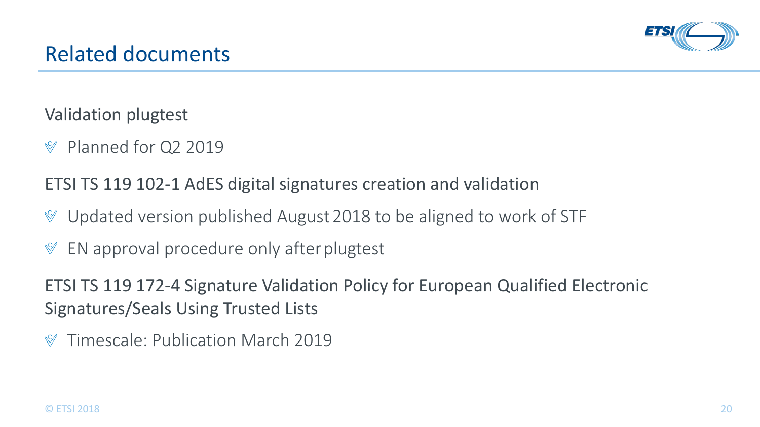# Related documents

Validation plugtest

- Planned for Q2 2019

ETSI TS 119 102-1 AdES digital signatures creation and validation

- Updated version published August 2018 to be aligned to work of STF
- EN approval procedure only after plugtest

ETSI TS 119 172-4 Signature Validation Policy for European Qualified Electronic Signatures/Seals Using Trusted Lists

- Timescale: Publication March 2019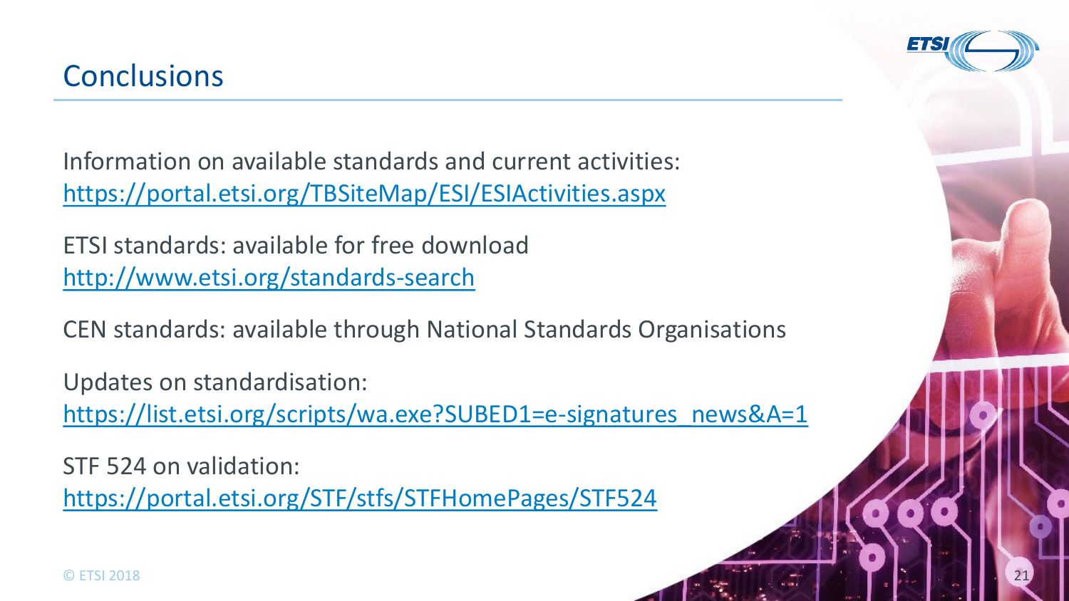# Conclusions

Information on available standards and current activities:
https://portal.etsi.org/TBSiteMap/ESI/ESIActivities.aspx

ETSI standards: available for free download
http://www.etsi.org/standards-search

CEN standards: available through National Standards Organisations

Updates on standardisation:
https://list.etsi.org/scripts/wa.exe?SUBED1=e-signatures_news&A=1

STF 524 on validation:
https://portal.etsi.org/STF/stfs/STFHomePages/STF524